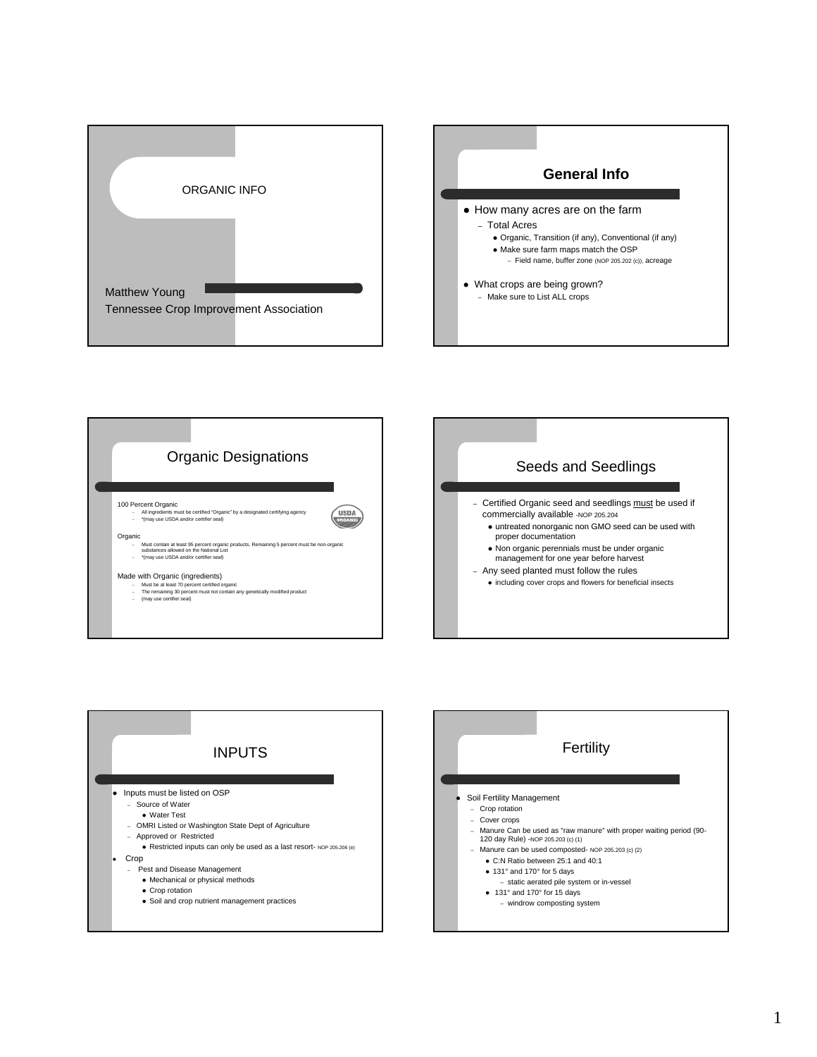# ORGANIC INFO

Matthew Young
Tennessee Crop Improvement Association

## General Info

- How many acres are on the farm
  - Total Acres
    - Organic, Transition (if any), Conventional (if any)
    - Make sure farm maps match the OSP
      - Field name, buffer zone (NOP 205.202 (c)), acreage
- What crops are being grown?
  - Make sure to List ALL crops

## Organic Designations

100 Percent Organic
- All ingredients must be certified "Organic" by a designated certifying agency
- *(may use USDA and/or certifier seal)

Organic
- Must contain at least 95 percent organic products. Remaining 5 percent must be non-organic substances allowed on the National List
- *(may use USDA and/or certifier seal)

Made with Organic (ingredients)
- Must be at least 70 percent certified organic
- The remaining 30 percent must not contain any genetically modified product
- (may use certifier seal)

## Seeds and Seedlings

- Certified Organic seed and seedlings must be used if commercially available -NOP 205.204
  - untreated nonorganic non GMO seed can be used with proper documentation
  - Non organic perennials must be under organic management for one year before harvest
- Any seed planted must follow the rules
  - including cover crops and flowers for beneficial insects

## INPUTS

- Inputs must be listed on OSP
  - Source of Water
    - Water Test
  - OMRI Listed or Washington State Dept of Agriculture
  - Approved or Restricted
    - Restricted inputs can only be used as a last resort- NOP 205.206 (e)
- Crop
  - Pest and Disease Management
    - Mechanical or physical methods
    - Crop rotation
    - Soil and crop nutrient management practices

## Fertility

- Soil Fertility Management
  - Crop rotation
  - Cover crops
  - Manure Can be used as "raw manure" with proper waiting period (90-120 day Rule) -NOP 205.203 (c) (1)
  - Manure can be used composted- NOP 205.203 (c) (2)
    - C:N Ratio between 25:1 and 40:1
    - 131° and 170° for 5 days
      - static aerated pile system or in-vessel
    - 131° and 170° for 15 days
      - windrow composting system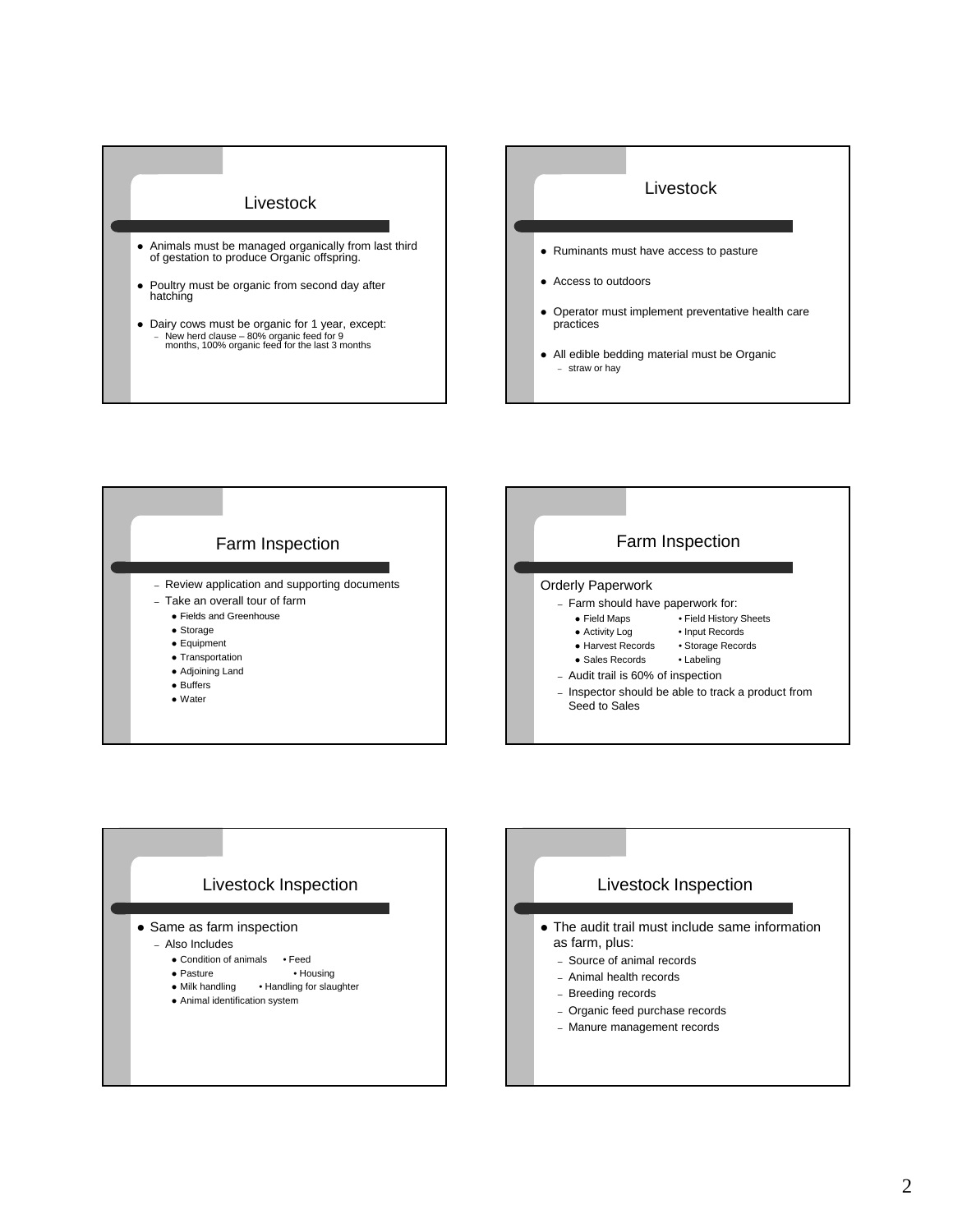## Livestock

- Animals must be managed organically from last third of gestation to produce Organic offspring.
- Poultry must be organic from second day after hatching
- Dairy cows must be organic for 1 year, except:
  - New herd clause – 80% organic feed for 9 months, 100% organic feed for the last 3 months

## Livestock

- Ruminants must have access to pasture
- Access to outdoors
- Operator must implement preventative health care practices
- All edible bedding material must be Organic
  - straw or hay

## Farm Inspection

- Review application and supporting documents
- Take an overall tour of farm
  - Fields and Greenhouse
  - Storage
  - Equipment
  - Transportation
  - Adjoining Land
  - Buffers
  - Water

## Farm Inspection

Orderly Paperwork

- Farm should have paperwork for:
  - Field Maps
  - Field History Sheets
  - Activity Log
  - Input Records
  - Harvest Records
  - Storage Records
  - Sales Records
  - Labeling
- Audit trail is 60% of inspection
- Inspector should be able to track a product from Seed to Sales

## Livestock Inspection

- Same as farm inspection
  - Also Includes
    - Condition of animals
    - Feed
    - Pasture
    - Housing
    - Milk handling
    - Handling for slaughter
    - Animal identification system

## Livestock Inspection

- The audit trail must include same information as farm, plus:
  - Source of animal records
  - Animal health records
  - Breeding records
  - Organic feed purchase records
  - Manure management records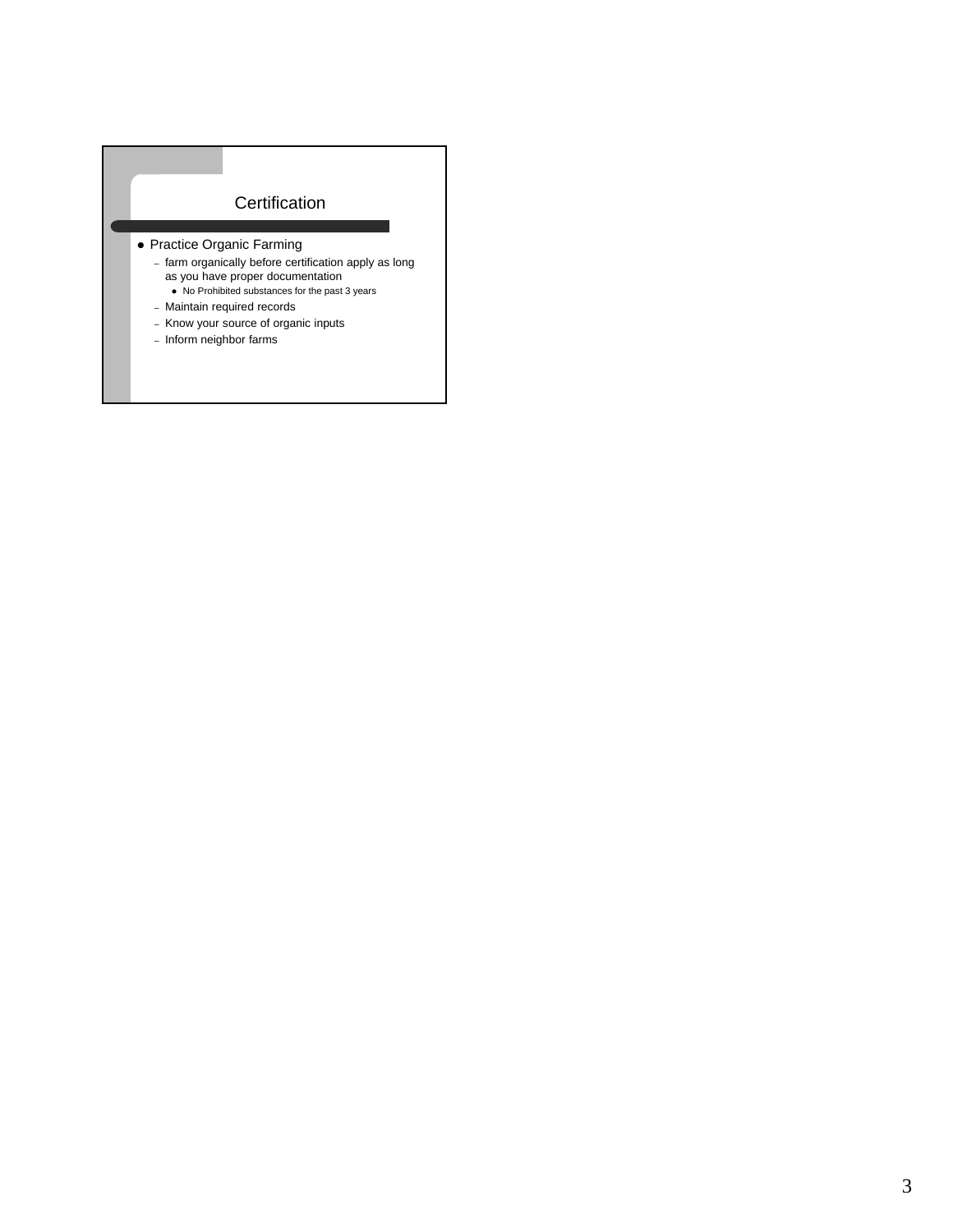## Certification

- Practice Organic Farming
  - farm organically before certification apply as long as you have proper documentation
    - No Prohibited substances for the past 3 years
  - Maintain required records
  - Know your source of organic inputs
  - Inform neighbor farms